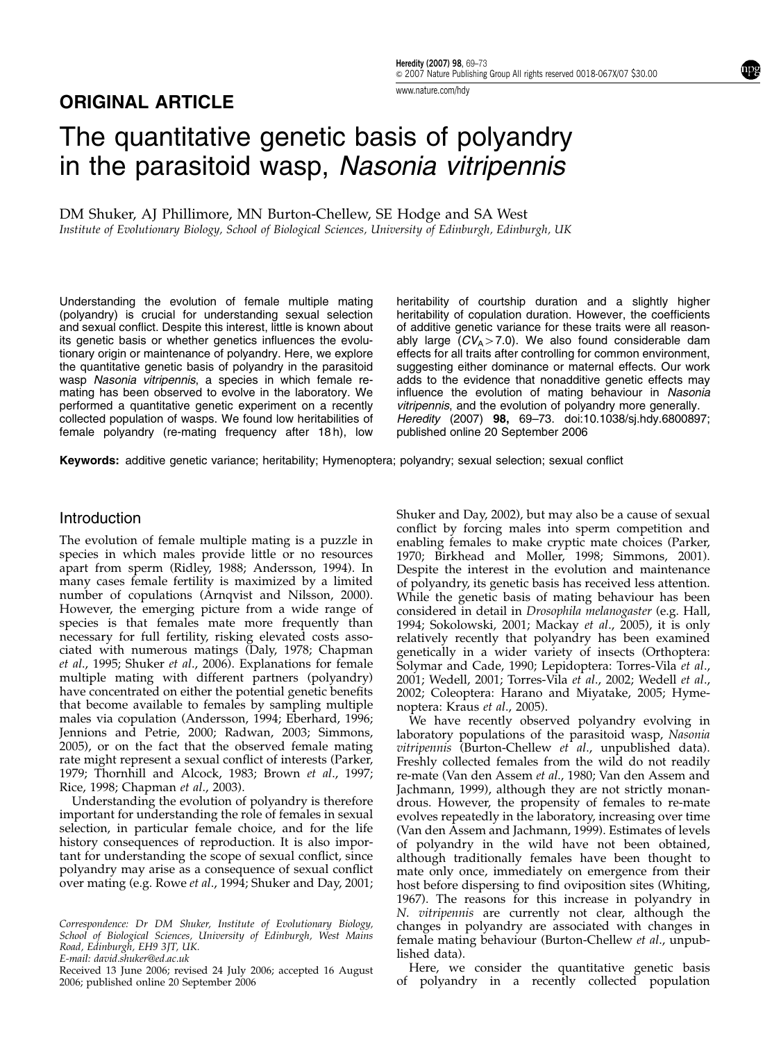## ORIGINAL ARTICLE

# The quantitative genetic basis of polyandry in the parasitoid wasp, *Nasonia vitripennis*

DM Shuker, AJ Phillimore, MN Burton-Chellew, SE Hodge and SA West

*Institute of Evolutionary Biology, School of Biological Sciences, University of Edinburgh, Edinburgh, UK*

Understanding the evolution of female multiple mating (polyandry) is crucial for understanding sexual selection and sexual conflict. Despite this interest, little is known about its genetic basis or whether genetics influences the evolutionary origin or maintenance of polyandry. Here, we explore the quantitative genetic basis of polyandry in the parasitoid wasp *Nasonia vitripennis*, a species in which female re-mating has been observed to evolve in the laboratory. We performed a quantitative genetic experiment on a recently collected population of wasps. We found low heritabilities of female polyandry (re-mating frequency after 18 h), low heritability of courtship duration and a slightly higher heritability of copulation duration. However, the coefficients of additive genetic variance for these traits were all reasonably large ($CV_A > 7.0$). We also found considerable dam effects for all traits after controlling for common environment, suggesting either dominance or maternal effects. Our work adds to the evidence that nonadditive genetic effects may influence the evolution of mating behaviour in *Nasonia vitripennis*, and the evolution of polyandry more generally.
*Heredity* (2007) **98,** 69–73. doi:10.1038/sj.hdy.6800897; published online 20 September 2006

**Keywords:** additive genetic variance; heritability; Hymenoptera; polyandry; sexual selection; sexual conflict

## Introduction

The evolution of female multiple mating is a puzzle in species in which males provide little or no resources apart from sperm (Ridley, 1988; Andersson, 1994). In many cases female fertility is maximized by a limited number of copulations (Arnqvist and Nilsson, 2000). However, the emerging picture from a wide range of species is that females mate more frequently than necessary for full fertility, risking elevated costs associated with numerous matings (Daly, 1978; Chapman *et al*., 1995; Shuker *et al*., 2006). Explanations for female multiple mating with different partners (polyandry) have concentrated on either the potential genetic benefits that become available to females by sampling multiple males via copulation (Andersson, 1994; Eberhard, 1996; Jennions and Petrie, 2000; Radwan, 2003; Simmons, 2005), or on the fact that the observed female mating rate might represent a sexual conflict of interests (Parker, 1979; Thornhill and Alcock, 1983; Brown *et al*., 1997; Rice, 1998; Chapman *et al*., 2003).

Understanding the evolution of polyandry is therefore important for understanding the role of females in sexual selection, in particular female choice, and for the life history consequences of reproduction. It is also important for understanding the scope of sexual conflict, since polyandry may arise as a consequence of sexual conflict over mating (e.g. Rowe *et al*., 1994; Shuker and Day, 2001; Shuker and Day, 2002), but may also be a cause of sexual conflict by forcing males into sperm competition and enabling females to make cryptic mate choices (Parker, 1970; Birkhead and Moller, 1998; Simmons, 2001). Despite the interest in the evolution and maintenance of polyandry, its genetic basis has received less attention. While the genetic basis of mating behaviour has been considered in detail in *Drosophila melanogaster* (e.g. Hall, 1994; Sokolowski, 2001; Mackay *et al*., 2005), it is only relatively recently that polyandry has been examined genetically in a wider variety of insects (Orthoptera: Solymar and Cade, 1990; Lepidoptera: Torres-Vila *et al*., 2001; Wedell, 2001; Torres-Vila *et al*., 2002; Wedell *et al*., 2002; Coleoptera: Harano and Miyatake, 2005; Hymenoptera: Kraus *et al*., 2005).

We have recently observed polyandry evolving in laboratory populations of the parasitoid wasp, *Nasonia vitripennis* (Burton-Chellew *et al*., unpublished data). Freshly collected females from the wild do not readily re-mate (Van den Assem *et al*., 1980; Van den Assem and Jachmann, 1999), although they are not strictly monandrous. However, the propensity of females to re-mate evolves repeatedly in the laboratory, increasing over time (Van den Assem and Jachmann, 1999). Estimates of levels of polyandry in the wild have not been obtained, although traditionally females have been thought to mate only once, immediately on emergence from their host before dispersing to find oviposition sites (Whiting, 1967). The reasons for this increase in polyandry in *N. vitripennis* are currently not clear, although the changes in polyandry are associated with changes in female mating behaviour (Burton-Chellew *et al*., unpublished data).

Here, we consider the quantitative genetic basis of polyandry in a recently collected population

Correspondence: Dr DM Shuker, Institute of Evolutionary Biology, School of Biological Sciences, University of Edinburgh, West Mains Road, Edinburgh, EH9 3JT, UK.
E-mail: david.shuker@ed.ac.uk

Received 13 June 2006; revised 24 July 2006; accepted 16 August 2006; published online 20 September 2006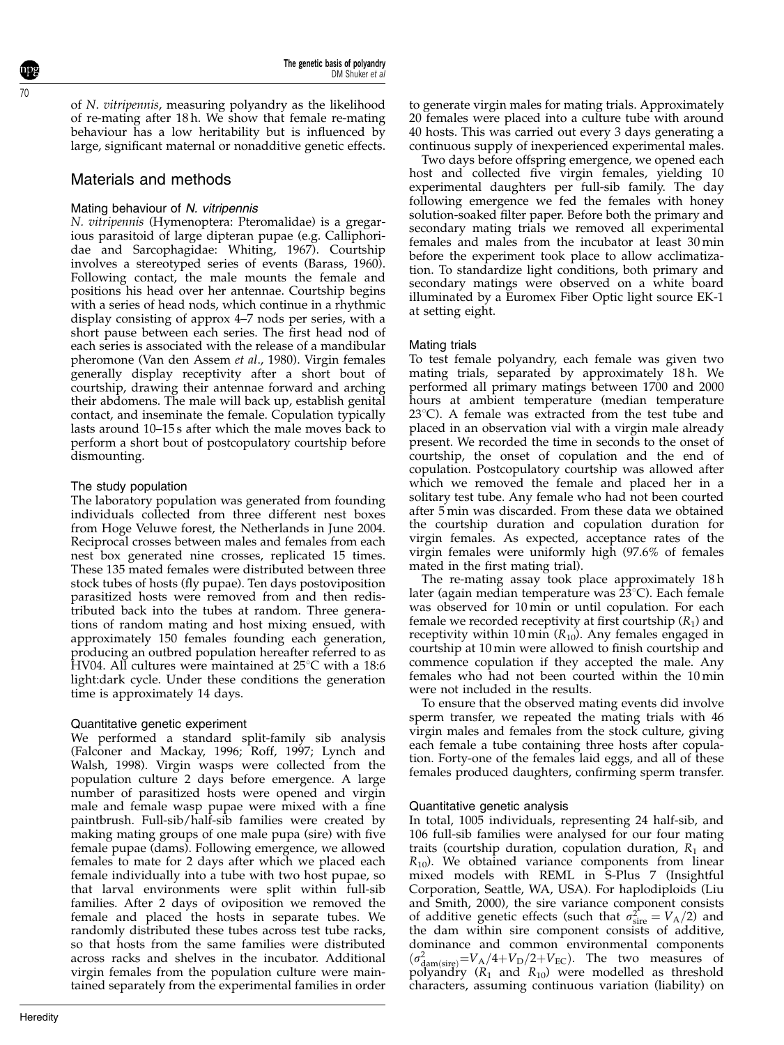of *N. vitripennis*, measuring polyandry as the likelihood of re-mating after 18 h. We show that female re-mating behaviour has a low heritability but is influenced by large, significant maternal or nonadditive genetic effects.

## Materials and methods

### Mating behaviour of *N. vitripennis*

*N. vitripennis* (Hymenoptera: Pteromalidae) is a gregarious parasitoid of large dipteran pupae (e.g. Calliphoridae and Sarcophagidae: Whiting, 1967). Courtship involves a stereotyped series of events (Barass, 1960). Following contact, the male mounts the female and positions his head over her antennae. Courtship begins with a series of head nods, which continue in a rhythmic display consisting of approx 4–7 nods per series, with a short pause between each series. The first head nod of each series is associated with the release of a mandibular pheromone (Van den Assem *et al*., 1980). Virgin females generally display receptivity after a short bout of courtship, drawing their antennae forward and arching their abdomens. The male will back up, establish genital contact, and inseminate the female. Copulation typically lasts around 10–15 s after which the male moves back to perform a short bout of postcopulatory courtship before dismounting.

### The study population

The laboratory population was generated from founding individuals collected from three different nest boxes from Hoge Veluwe forest, the Netherlands in June 2004. Reciprocal crosses between males and females from each nest box generated nine crosses, replicated 15 times. These 135 mated females were distributed between three stock tubes of hosts (fly pupae). Ten days postoviposition parasitized hosts were removed from and then redistributed back into the tubes at random. Three generations of random mating and host mixing ensued, with approximately 150 females founding each generation, producing an outbred population hereafter referred to as HV04. All cultures were maintained at 25°C with a 18:6 light:dark cycle. Under these conditions the generation time is approximately 14 days.

### Quantitative genetic experiment

We performed a standard split-family sib analysis (Falconer and Mackay, 1996; Roff, 1997; Lynch and Walsh, 1998). Virgin wasps were collected from the population culture 2 days before emergence. A large number of parasitized hosts were opened and virgin male and female wasp pupae were mixed with a fine paintbrush. Full-sib/half-sib families were created by making mating groups of one male pupa (sire) with five female pupae (dams). Following emergence, we allowed females to mate for 2 days after which we placed each female individually into a tube with two host pupae, so that larval environments were split within full-sib families. After 2 days of oviposition we removed the female and placed the hosts in separate tubes. We randomly distributed these tubes across test tube racks, so that hosts from the same families were distributed across racks and shelves in the incubator. Additional virgin females from the population culture were maintained separately from the experimental families in order to generate virgin males for mating trials. Approximately 20 females were placed into a culture tube with around 40 hosts. This was carried out every 3 days generating a continuous supply of inexperienced experimental males.

Two days before offspring emergence, we opened each host and collected five virgin females, yielding 10 experimental daughters per full-sib family. The day following emergence we fed the females with honey solution-soaked filter paper. Before both the primary and secondary mating trials we removed all experimental females and males from the incubator at least 30 min before the experiment took place to allow acclimatization. To standardize light conditions, both primary and secondary matings were observed on a white board illuminated by a Euromex Fiber Optic light source EK-1 at setting eight.

### Mating trials

To test female polyandry, each female was given two mating trials, separated by approximately 18 h. We performed all primary matings between 1700 and 2000 hours at ambient temperature (median temperature 23°C). A female was extracted from the test tube and placed in an observation vial with a virgin male already present. We recorded the time in seconds to the onset of courtship, the onset of copulation and the end of copulation. Postcopulatory courtship was allowed after which we removed the female and placed her in a solitary test tube. Any female who had not been courted after 5 min was discarded. From these data we obtained the courtship duration and copulation duration for virgin females. As expected, acceptance rates of the virgin females were uniformly high (97.6% of females mated in the first mating trial).

The re-mating assay took place approximately 18 h later (again median temperature was 23°C). Each female was observed for 10 min or until copulation. For each female we recorded receptivity at first courtship ($R_1$) and receptivity within 10 min ($R_{10}$). Any females engaged in courtship at 10 min were allowed to finish courtship and commence copulation if they accepted the male. Any females who had not been courted within the 10 min were not included in the results.

To ensure that the observed mating events did involve sperm transfer, we repeated the mating trials with 46 virgin males and females from the stock culture, giving each female a tube containing three hosts after copulation. Forty-one of the females laid eggs, and all of these females produced daughters, confirming sperm transfer.

### Quantitative genetic analysis

In total, 1005 individuals, representing 24 half-sib, and 106 full-sib families were analysed for our four mating traits (courtship duration, copulation duration, $R_1$ and $R_{10}$). We obtained variance components from linear mixed models with REML in S-Plus 7 (Insightful Corporation, Seattle, WA, USA). For haplodiploids (Liu and Smith, 2000), the sire variance component consists of additive genetic effects (such that $\sigma^2_{\mathrm{sire}} = V_A/2$) and the dam within sire component consists of additive, dominance and common environmental components ($\sigma^2_{\mathrm{dam(sire)}} = V_A/4 + V_D/2 + V_{EC}$). The two measures of polyandry ($R_1$ and $R_{10}$) were modelled as threshold characters, assuming continuous variation (liability) on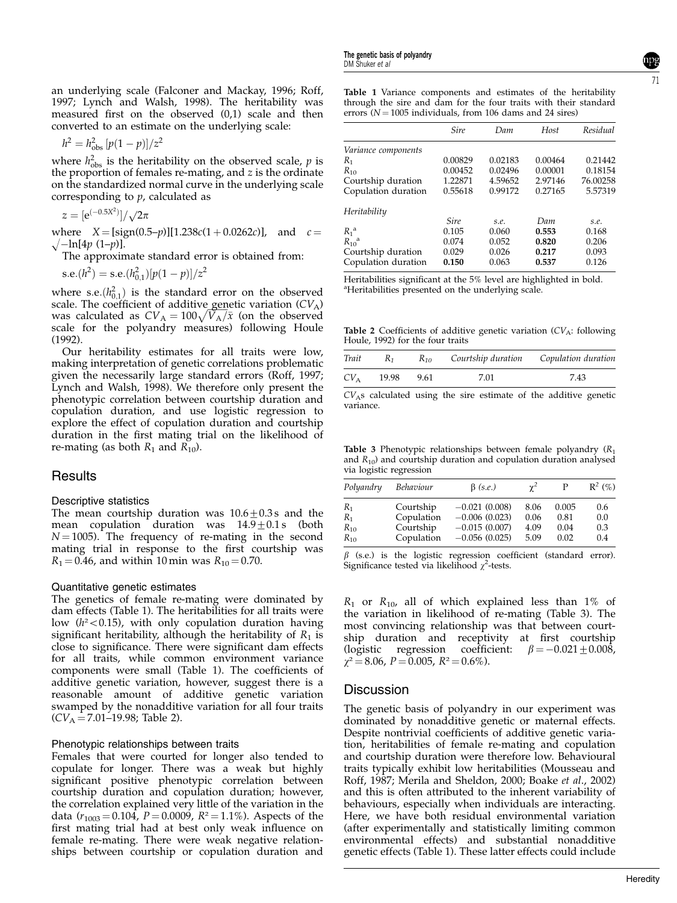an underlying scale (Falconer and Mackay, 1996; Roff, 1997; Lynch and Walsh, 1998). The heritability was measured first on the observed (0,1) scale and then converted to an estimate on the underlying scale:

$$h^2 = h^2_{\text{obs}}\,[p(1-p)]/z^2$$

where $h^2_{\text{obs}}$ is the heritability on the observed scale, $p$ is the proportion of females re-mating, and $z$ is the ordinate on the standardized normal curve in the underlying scale corresponding to $p$, calculated as

$$z = [\mathrm{e}^{(-0.5X^2)}]/\sqrt{2\pi}$$

where $X = [\text{sign}(0.5\text{–}p)][1.238c(1+0.0262c)]$, and $c = \sqrt{-\ln[4p\ (1\text{–}p)]}$.

The approximate standard error is obtained from:

$$\text{s.e.}(h^2) = \text{s.e.}(h^2_{0,1})[p(1-p)]/z^2$$

where s.e.$(h^2_{0,1})$ is the standard error on the observed scale. The coefficient of additive genetic variation ($CV_A$) was calculated as $CV_A = 100\sqrt{V_A/\bar{x}}$ (on the observed scale for the polyandry measures) following Houle (1992).

Our heritability estimates for all traits were low, making interpretation of genetic correlations problematic given the necessarily large standard errors (Roff, 1997; Lynch and Walsh, 1998). We therefore only present the phenotypic correlation between courtship duration and copulation duration, and use logistic regression to explore the effect of copulation duration and courtship duration in the first mating trial on the likelihood of re-mating (as both $R_1$ and $R_{10}$).

## Results

### Descriptive statistics

The mean courtship duration was $10.6 \pm 0.3$ s and the mean copulation duration was $14.9 \pm 0.1$ s (both $N = 1005$). The frequency of re-mating in the second mating trial in response to the first courtship was $R_1 = 0.46$, and within 10 min was $R_{10} = 0.70$.

### Quantitative genetic estimates

The genetics of female re-mating were dominated by dam effects (Table 1). The heritabilities for all traits were low ($h^2 < 0.15$), with only copulation duration having significant heritability, although the heritability of $R_1$ is close to significance. There were significant dam effects for all traits, while common environment variance components were small (Table 1). The coefficients of additive genetic variation, however, suggest there is a reasonable amount of additive genetic variation swamped by the nonadditive variation for all four traits ($CV_A = 7.01$–$19.98$; Table 2).

### Phenotypic relationships between traits

Females that were courted for longer also tended to copulate for longer. There was a weak but highly significant positive phenotypic correlation between courtship duration and copulation duration; however, the correlation explained very little of the variation in the data ($r_{1003} = 0.104$, $P = 0.0009$, $R^2 = 1.1\%$). Aspects of the first mating trial had at best only weak influence on female re-mating. There were weak negative relationships between courtship or copulation duration and $R_1$ or $R_{10}$, all of which explained less than 1% of the variation in likelihood of re-mating (Table 3). The most convincing relationship was that between courtship duration and receptivity at first courtship (logistic regression coefficient: $\beta = -0.021 \pm 0.008$, $\chi^2 = 8.06$, $P = 0.005$, $R^2 = 0.6\%$).

**Table 1** Variance components and estimates of the heritability through the sire and dam for the four traits with their standard errors ($N = 1005$ individuals, from 106 dams and 24 sires)

| | *Sire* | *Dam* | *Host* | *Residual* |
|---|---|---|---|---|
| *Variance components* | | | | |
| $R_1$ | 0.00829 | 0.02183 | 0.00464 | 0.21442 |
| $R_{10}$ | 0.00452 | 0.02496 | 0.00001 | 0.18154 |
| Courtship duration | 1.22871 | 4.59652 | 2.97146 | 76.00258 |
| Copulation duration | 0.55618 | 0.99172 | 0.27165 | 5.57319 |
| *Heritability* | | | | |
| | *Sire* | *s.e.* | *Dam* | *s.e.* |
| $R_1$[a] | 0.105 | 0.060 | **0.553** | 0.168 |
| $R_{10}$[a] | 0.074 | 0.052 | **0.820** | 0.206 |
| Courtship duration | 0.029 | 0.026 | **0.217** | 0.093 |
| Copulation duration | **0.150** | 0.063 | **0.537** | 0.126 |

Heritabilities significant at the 5% level are highlighted in bold.
[a]Heritabilities presented on the underlying scale.

**Table 2** Coefficients of additive genetic variation ($CV_A$: following Houle, 1992) for the four traits

| *Trait* | $R_1$ | $R_{10}$ | *Courtship duration* | *Copulation duration* |
|---|---|---|---|---|
| $CV_A$ | 19.98 | 9.61 | 7.01 | 7.43 |

$CV_A$s calculated using the sire estimate of the additive genetic variance.

**Table 3** Phenotypic relationships between female polyandry ($R_1$ and $R_{10}$) and courtship duration and copulation duration analysed via logistic regression

| *Polyandry* | *Behaviour* | $\beta$ *(s.e.)* | $\chi^2$ | P | $R^2$ (%) |
|---|---|---|---|---|---|
| $R_1$ | Courtship | −0.021 (0.008) | 8.06 | 0.005 | 0.6 |
| $R_1$ | Copulation | −0.006 (0.023) | 0.06 | 0.81 | 0.0 |
| $R_{10}$ | Courtship | −0.015 (0.007) | 4.09 | 0.04 | 0.3 |
| $R_{10}$ | Copulation | −0.056 (0.025) | 5.09 | 0.02 | 0.4 |

$\beta$ (s.e.) is the logistic regression coefficient (standard error). Significance tested via likelihood $\chi^2$-tests.

## Discussion

The genetic basis of polyandry in our experiment was dominated by nonadditive genetic or maternal effects. Despite nontrivial coefficients of additive genetic variation, heritabilities of female re-mating and copulation and courtship duration were therefore low. Behavioural traits typically exhibit low heritabilities (Mousseau and Roff, 1987; Merila and Sheldon, 2000; Boake *et al*., 2002) and this is often attributed to the inherent variability of behaviours, especially when individuals are interacting. Here, we have both residual environmental variation (after experimentally and statistically limiting common environmental effects) and substantial nonadditive genetic effects (Table 1). These latter effects could include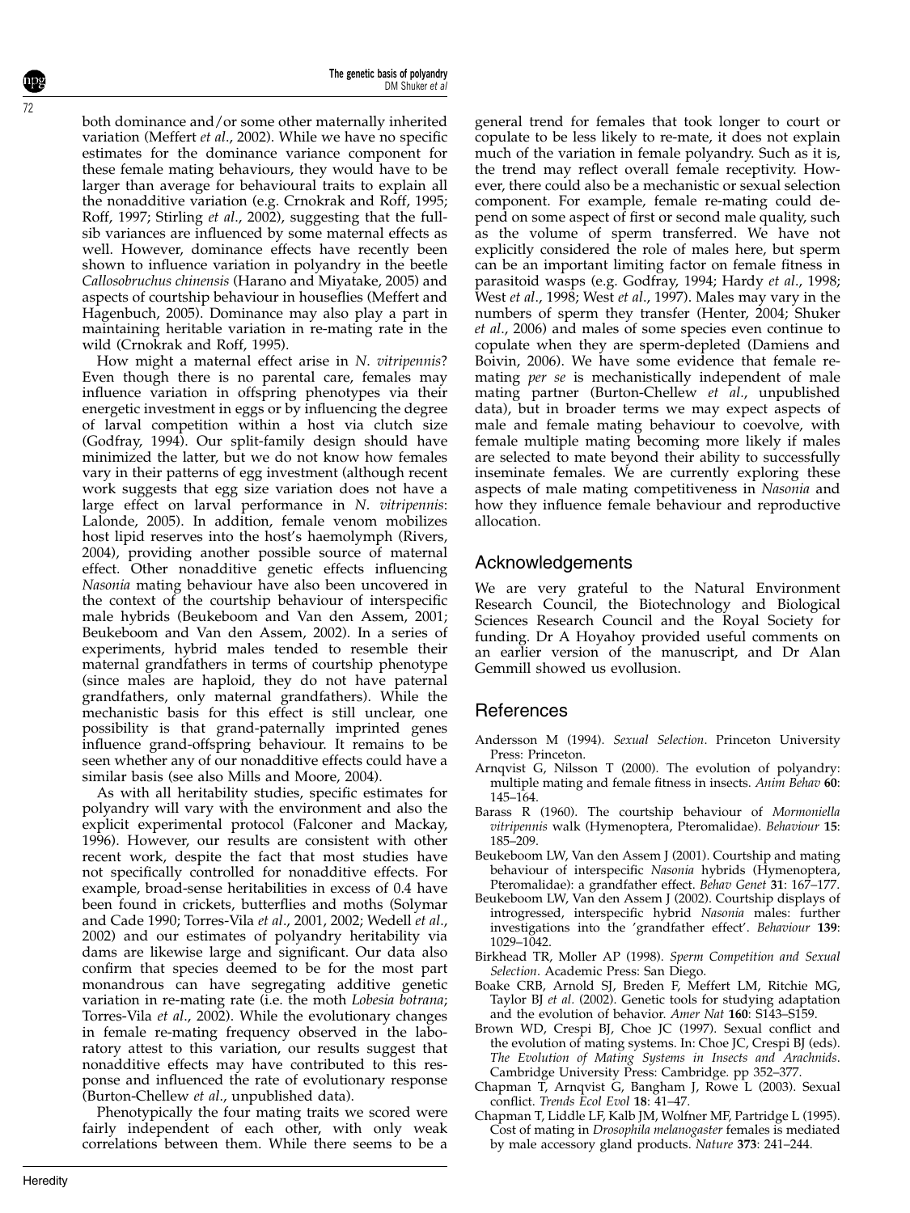both dominance and/or some other maternally inherited variation (Meffert *et al*., 2002). While we have no specific estimates for the dominance variance component for these female mating behaviours, they would have to be larger than average for behavioural traits to explain all the nonadditive variation (e.g. Crnokrak and Roff, 1995; Roff, 1997; Stirling *et al*., 2002), suggesting that the full-sib variances are influenced by some maternal effects as well. However, dominance effects have recently been shown to influence variation in polyandry in the beetle *Callosobruchus chinensis* (Harano and Miyatake, 2005) and aspects of courtship behaviour in houseflies (Meffert and Hagenbuch, 2005). Dominance may also play a part in maintaining heritable variation in re-mating rate in the wild (Crnokrak and Roff, 1995).

How might a maternal effect arise in *N. vitripennis*? Even though there is no parental care, females may influence variation in offspring phenotypes via their energetic investment in eggs or by influencing the degree of larval competition within a host via clutch size (Godfray, 1994). Our split-family design should have minimized the latter, but we do not know how females vary in their patterns of egg investment (although recent work suggests that egg size variation does not have a large effect on larval performance in *N. vitripennis*: Lalonde, 2005). In addition, female venom mobilizes host lipid reserves into the host's haemolymph (Rivers, 2004), providing another possible source of maternal effect. Other nonadditive genetic effects influencing *Nasonia* mating behaviour have also been uncovered in the context of the courtship behaviour of interspecific male hybrids (Beukeboom and Van den Assem, 2001; Beukeboom and Van den Assem, 2002). In a series of experiments, hybrid males tended to resemble their maternal grandfathers in terms of courtship phenotype (since males are haploid, they do not have paternal grandfathers, only maternal grandfathers). While the mechanistic basis for this effect is still unclear, one possibility is that grand-paternally imprinted genes influence grand-offspring behaviour. It remains to be seen whether any of our nonadditive effects could have a similar basis (see also Mills and Moore, 2004).

As with all heritability studies, specific estimates for polyandry will vary with the environment and also the explicit experimental protocol (Falconer and Mackay, 1996). However, our results are consistent with other recent work, despite the fact that most studies have not specifically controlled for nonadditive effects. For example, broad-sense heritabilities in excess of 0.4 have been found in crickets, butterflies and moths (Solymar and Cade 1990; Torres-Vila *et al*., 2001, 2002; Wedell *et al*., 2002) and our estimates of polyandry heritability via dams are likewise large and significant. Our data also confirm that species deemed to be for the most part monandrous can have segregating additive genetic variation in re-mating rate (i.e. the moth *Lobesia botrana*; Torres-Vila *et al*., 2002). While the evolutionary changes in female re-mating frequency observed in the laboratory attest to this variation, our results suggest that nonadditive effects may have contributed to this response and influenced the rate of evolutionary response (Burton-Chellew *et al*., unpublished data).

Phenotypically the four mating traits we scored were fairly independent of each other, with only weak correlations between them. While there seems to be a general trend for females that took longer to court or copulate to be less likely to re-mate, it does not explain much of the variation in female polyandry. Such as it is, the trend may reflect overall female receptivity. However, there could also be a mechanistic or sexual selection component. For example, female re-mating could depend on some aspect of first or second male quality, such as the volume of sperm transferred. We have not explicitly considered the role of males here, but sperm can be an important limiting factor on female fitness in parasitoid wasps (e.g. Godfray, 1994; Hardy *et al*., 1998; West *et al*., 1998; West *et al*., 1997). Males may vary in the numbers of sperm they transfer (Henter, 2004; Shuker *et al*., 2006) and males of some species even continue to copulate when they are sperm-depleted (Damiens and Boivin, 2006). We have some evidence that female re-mating *per se* is mechanistically independent of male mating partner (Burton-Chellew *et al*., unpublished data), but in broader terms we may expect aspects of male and female mating behaviour to coevolve, with female multiple mating becoming more likely if males are selected to mate beyond their ability to successfully inseminate females. We are currently exploring these aspects of male mating competitiveness in *Nasonia* and how they influence female behaviour and reproductive allocation.

## Acknowledgements

We are very grateful to the Natural Environment Research Council, the Biotechnology and Biological Sciences Research Council and the Royal Society for funding. Dr A Hoyahoy provided useful comments on an earlier version of the manuscript, and Dr Alan Gemmill showed us evollusion.

## References

Andersson M (1994). *Sexual Selection*. Princeton University Press: Princeton.

Arnqvist G, Nilsson T (2000). The evolution of polyandry: multiple mating and female fitness in insects. *Anim Behav* **60**: 145–164.

Barass R (1960). The courtship behaviour of *Mormoniella vitripennis* walk (Hymenoptera, Pteromalidae). *Behaviour* **15**: 185–209.

Beukeboom LW, Van den Assem J (2001). Courtship and mating behaviour of interspecific *Nasonia* hybrids (Hymenoptera, Pteromalidae): a grandfather effect. *Behav Genet* **31**: 167–177.

Beukeboom LW, Van den Assem J (2002). Courtship displays of introgressed, interspecific hybrid *Nasonia* males: further investigations into the 'grandfather effect'. *Behaviour* **139**: 1029–1042.

Birkhead TR, Moller AP (1998). *Sperm Competition and Sexual Selection*. Academic Press: San Diego.

Boake CRB, Arnold SJ, Breden F, Meffert LM, Ritchie MG, Taylor BJ *et al*. (2002). Genetic tools for studying adaptation and the evolution of behavior. *Amer Nat* **160**: S143–S159.

Brown WD, Crespi BJ, Choe JC (1997). Sexual conflict and the evolution of mating systems. In: Choe JC, Crespi BJ (eds). *The Evolution of Mating Systems in Insects and Arachnids*. Cambridge University Press: Cambridge. pp 352–377.

Chapman T, Arnqvist G, Bangham J, Rowe L (2003). Sexual conflict. *Trends Ecol Evol* **18**: 41–47.

Chapman T, Liddle LF, Kalb JM, Wolfner MF, Partridge L (1995). Cost of mating in *Drosophila melanogaster* females is mediated by male accessory gland products. *Nature* **373**: 241–244.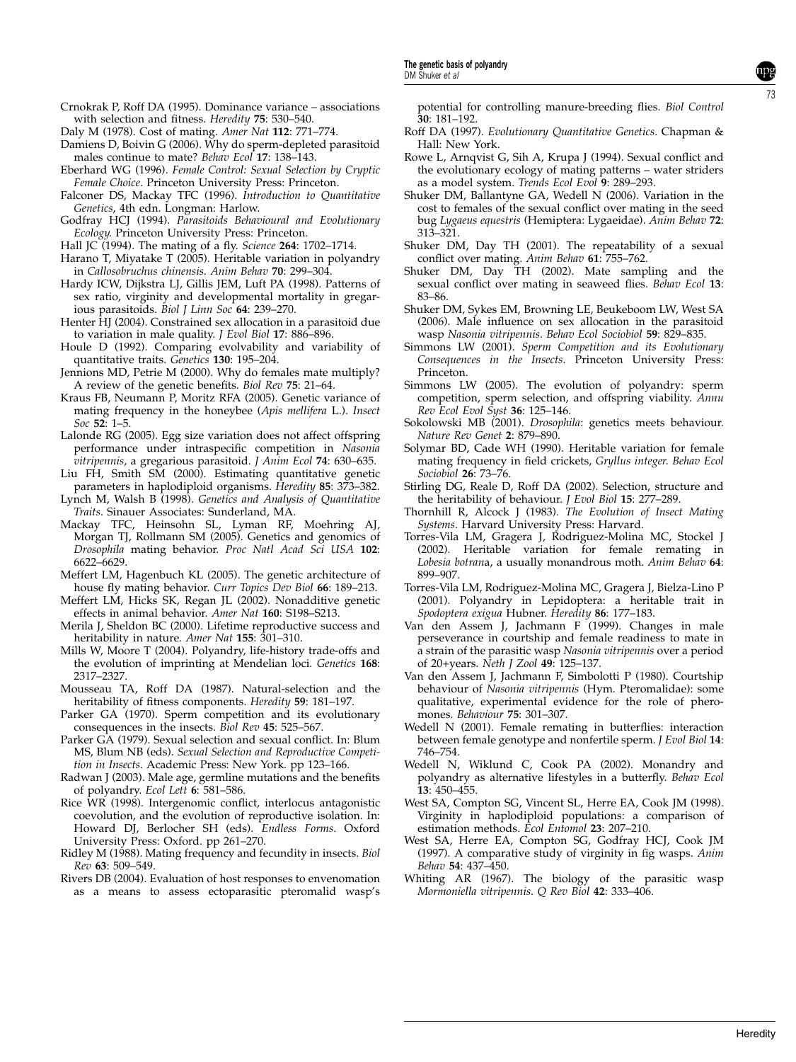Crnokrak P, Roff DA (1995). Dominance variance – associations with selection and fitness. *Heredity* **75**: 530–540.

Daly M (1978). Cost of mating. *Amer Nat* **112**: 771–774.

Damiens D, Boivin G (2006). Why do sperm-depleted parasitoid males continue to mate? *Behav Ecol* **17**: 138–143.

Eberhard WG (1996). *Female Control: Sexual Selection by Cryptic Female Choice*. Princeton University Press: Princeton.

Falconer DS, Mackay TFC (1996). *Introduction to Quantitative Genetics*, 4th edn. Longman: Harlow.

Godfray HCJ (1994). *Parasitoids Behavioural and Evolutionary Ecology*. Princeton University Press: Princeton.

Hall JC (1994). The mating of a fly. *Science* **264**: 1702–1714.

Harano T, Miyatake T (2005). Heritable variation in polyandry in *Callosobruchus chinensis*. *Anim Behav* **70**: 299–304.

Hardy ICW, Dijkstra LJ, Gillis JEM, Luft PA (1998). Patterns of sex ratio, virginity and developmental mortality in gregarious parasitoids. *Biol J Linn Soc* **64**: 239–270.

Henter HJ (2004). Constrained sex allocation in a parasitoid due to variation in male quality. *J Evol Biol* **17**: 886–896.

Houle D (1992). Comparing evolvability and variability of quantitative traits. *Genetics* **130**: 195–204.

Jennions MD, Petrie M (2000). Why do females mate multiply? A review of the genetic benefits. *Biol Rev* **75**: 21–64.

Kraus FB, Neumann P, Moritz RFA (2005). Genetic variance of mating frequency in the honeybee (*Apis mellifera* L.). *Insect Soc* **52**: 1–5.

Lalonde RG (2005). Egg size variation does not affect offspring performance under intraspecific competition in *Nasonia vitripennis*, a gregarious parasitoid. *J Anim Ecol* **74**: 630–635.

Liu FH, Smith SM (2000). Estimating quantitative genetic parameters in haplodiploid organisms. *Heredity* **85**: 373–382.

Lynch M, Walsh B (1998). *Genetics and Analysis of Quantitative Traits*. Sinauer Associates: Sunderland, MA.

Mackay TFC, Heinsohn SL, Lyman RF, Moehring AJ, Morgan TJ, Rollmann SM (2005). Genetics and genomics of *Drosophila* mating behavior. *Proc Natl Acad Sci USA* **102**: 6622–6629.

Meffert LM, Hagenbuch KL (2005). The genetic architecture of house fly mating behavior. *Curr Topics Dev Biol* **66**: 189–213.

Meffert LM, Hicks SK, Regan JL (2002). Nonadditive genetic effects in animal behavior. *Amer Nat* **160**: S198–S213.

Merila J, Sheldon BC (2000). Lifetime reproductive success and heritability in nature. *Amer Nat* **155**: 301–310.

Mills W, Moore T (2004). Polyandry, life-history trade-offs and the evolution of imprinting at Mendelian loci. *Genetics* **168**: 2317–2327.

Mousseau TA, Roff DA (1987). Natural-selection and the heritability of fitness components. *Heredity* **59**: 181–197.

Parker GA (1970). Sperm competition and its evolutionary consequences in the insects. *Biol Rev* **45**: 525–567.

Parker GA (1979). Sexual selection and sexual conflict. In: Blum MS, Blum NB (eds). *Sexual Selection and Reproductive Competition in Insects*. Academic Press: New York. pp 123–166.

Radwan J (2003). Male age, germline mutations and the benefits of polyandry. *Ecol Lett* **6**: 581–586.

Rice WR (1998). Intergenomic conflict, interlocus antagonistic coevolution, and the evolution of reproductive isolation. In: Howard DJ, Berlocher SH (eds). *Endless Forms*. Oxford University Press: Oxford. pp 261–270.

Ridley M (1988). Mating frequency and fecundity in insects. *Biol Rev* **63**: 509–549.

Rivers DB (2004). Evaluation of host responses to envenomation as a means to assess ectoparasitic pteromalid wasp's potential for controlling manure-breeding flies. *Biol Control* **30**: 181–192.

Roff DA (1997). *Evolutionary Quantitative Genetics*. Chapman & Hall: New York.

Rowe L, Arnqvist G, Sih A, Krupa J (1994). Sexual conflict and the evolutionary ecology of mating patterns – water striders as a model system. *Trends Ecol Evol* **9**: 289–293.

Shuker DM, Ballantyne GA, Wedell N (2006). Variation in the cost to females of the sexual conflict over mating in the seed bug *Lygaeus equestris* (Hemiptera: Lygaeidae). *Anim Behav* **72**: 313–321.

Shuker DM, Day TH (2001). The repeatability of a sexual conflict over mating. *Anim Behav* **61**: 755–762.

Shuker DM, Day TH (2002). Mate sampling and the sexual conflict over mating in seaweed flies. *Behav Ecol* **13**: 83–86.

Shuker DM, Sykes EM, Browning LE, Beukeboom LW, West SA (2006). Male influence on sex allocation in the parasitoid wasp *Nasonia vitripennis*. *Behav Ecol Sociobiol* **59**: 829–835.

Simmons LW (2001). *Sperm Competition and its Evolutionary Consequences in the Insects*. Princeton University Press: Princeton.

Simmons LW (2005). The evolution of polyandry: sperm competition, sperm selection, and offspring viability. *Annu Rev Ecol Evol Syst* **36**: 125–146.

Sokolowski MB (2001). *Drosophila*: genetics meets behaviour. *Nature Rev Genet* **2**: 879–890.

Solymar BD, Cade WH (1990). Heritable variation for female mating frequency in field crickets, *Gryllus integer*. *Behav Ecol Sociobiol* **26**: 73–76.

Stirling DG, Reale D, Roff DA (2002). Selection, structure and the heritability of behaviour. *J Evol Biol* **15**: 277–289.

Thornhill R, Alcock J (1983). *The Evolution of Insect Mating Systems*. Harvard University Press: Harvard.

Torres-Vila LM, Gragera J, Rodriguez-Molina MC, Stockel J (2002). Heritable variation for female remating in *Lobesia botrana*, a usually monandrous moth. *Anim Behav* **64**: 899–907.

Torres-Vila LM, Rodriguez-Molina MC, Gragera J, Bielza-Lino P (2001). Polyandry in Lepidoptera: a heritable trait in *Spodoptera exigua* Hubner. *Heredity* **86**: 177–183.

Van den Assem J, Jachmann F (1999). Changes in male perseverance in courtship and female readiness to mate in a strain of the parasitic wasp *Nasonia vitripennis* over a period of 20+years. *Neth J Zool* **49**: 125–137.

Van den Assem J, Jachmann F, Simbolotti P (1980). Courtship behaviour of *Nasonia vitripennis* (Hym. Pteromalidae): some qualitative, experimental evidence for the role of pheromones. *Behaviour* **75**: 301–307.

Wedell N (2001). Female remating in butterflies: interaction between female genotype and nonfertile sperm. *J Evol Biol* **14**: 746–754.

Wedell N, Wiklund C, Cook PA (2002). Monandry and polyandry as alternative lifestyles in a butterfly. *Behav Ecol* **13**: 450–455.

West SA, Compton SG, Vincent SL, Herre EA, Cook JM (1998). Virginity in haplodiploid populations: a comparison of estimation methods. *Ecol Entomol* **23**: 207–210.

West SA, Herre EA, Compton SG, Godfray HCJ, Cook JM (1997). A comparative study of virginity in fig wasps. *Anim Behav* **54**: 437–450.

Whiting AR (1967). The biology of the parasitic wasp *Mormoniella vitripennis*. *Q Rev Biol* **42**: 333–406.